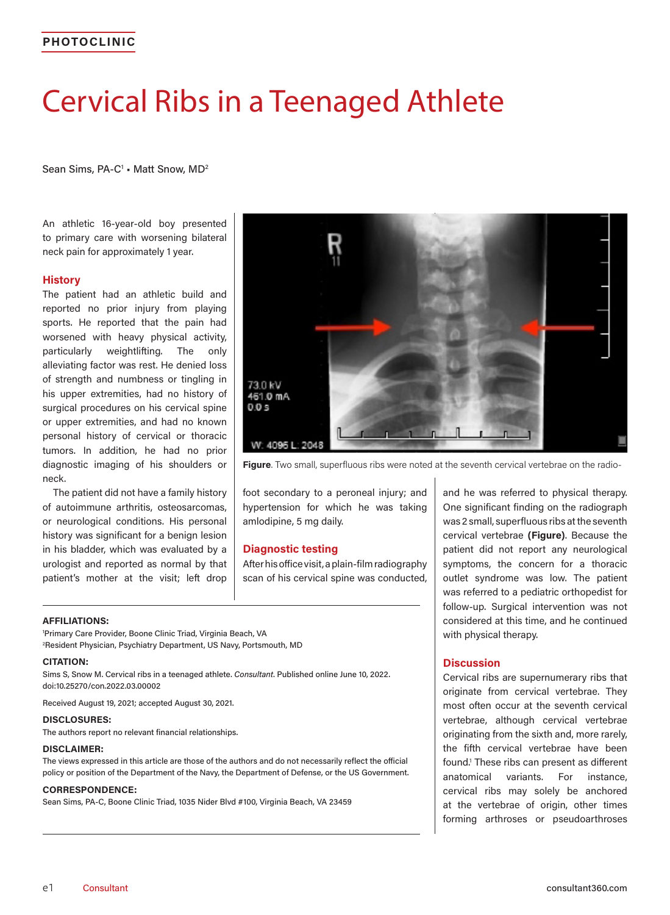PHOTOCLINIC

# Cervical Ribs in a Teenaged Athlete

Sean Sims, PA-C[1] • Matt Snow, MD[2]

An athletic 16-year-old boy presented to primary care with worsening bilateral neck pain for approximately 1 year.

## History

The patient had an athletic build and reported no prior injury from playing sports. He reported that the pain had worsened with heavy physical activity, particularly weightlifting. The only alleviating factor was rest. He denied loss of strength and numbness or tingling in his upper extremities, had no history of surgical procedures on his cervical spine or upper extremities, and had no known personal history of cervical or thoracic tumors. In addition, he had no prior diagnostic imaging of his shoulders or neck.

The patient did not have a family history of autoimmune arthritis, osteosarcomas, or neurological conditions. His personal history was significant for a benign lesion in his bladder, which was evaluated by a urologist and reported as normal by that patient's mother at the visit; left drop foot secondary to a peroneal injury; and hypertension for which he was taking amlodipine, 5 mg daily.

**Figure**. Two small, superfluous ribs were noted at the seventh cervical vertebrae on the radio-

## Diagnostic testing

After his office visit, a plain-film radiography scan of his cervical spine was conducted, and he was referred to physical therapy. One significant finding on the radiograph was 2 small, superfluous ribs at the seventh cervical vertebrae **(Figure)**. Because the patient did not report any neurological symptoms, the concern for a thoracic outlet syndrome was low. The patient was referred to a pediatric orthopedist for follow-up. Surgical intervention was not considered at this time, and he continued with physical therapy.

## Discussion

Cervical ribs are supernumerary ribs that originate from cervical vertebrae. They most often occur at the seventh cervical vertebrae, although cervical vertebrae originating from the sixth and, more rarely, the fifth cervical vertebrae have been found.[1] These ribs can present as different anatomical variants. For instance, cervical ribs may solely be anchored at the vertebrae of origin, other times forming arthroses or pseudoarthroses

**AFFILIATIONS:**
[1]Primary Care Provider, Boone Clinic Triad, Virginia Beach, VA
[2]Resident Physician, Psychiatry Department, US Navy, Portsmouth, MD

**CITATION:**
Sims S, Snow M. Cervical ribs in a teenaged athlete. *Consultant*. Published online June 10, 2022. doi:10.25270/con.2022.03.00002

Received August 19, 2021; accepted August 30, 2021.

**DISCLOSURES:**
The authors report no relevant financial relationships.

**DISCLAIMER:**
The views expressed in this article are those of the authors and do not necessarily reflect the official policy or position of the Department of the Navy, the Department of Defense, or the US Government.

**CORRESPONDENCE:**
Sean Sims, PA-C, Boone Clinic Triad, 1035 Nider Blvd #100, Virginia Beach, VA 23459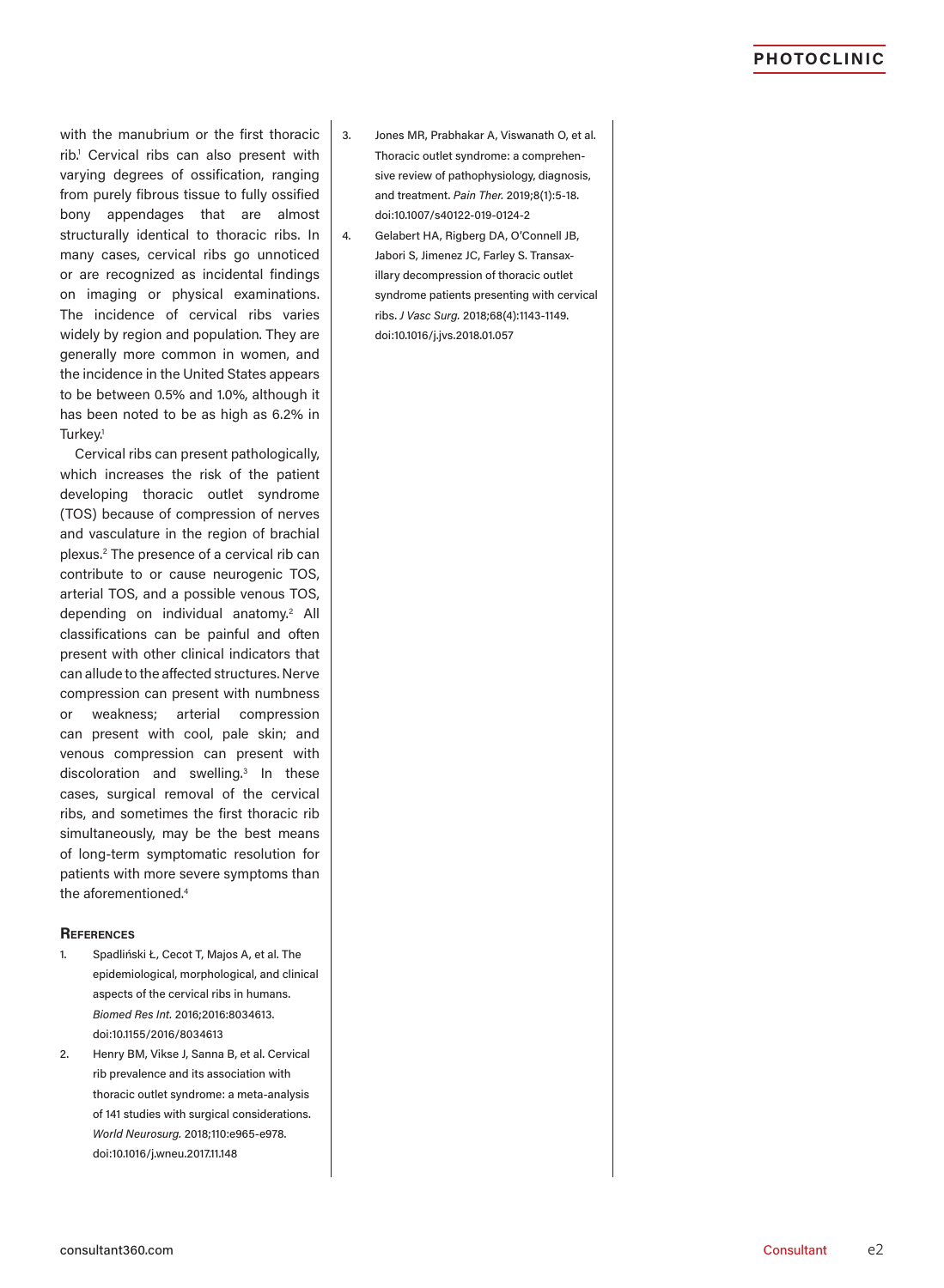with the manubrium or the first thoracic rib.[1] Cervical ribs can also present with varying degrees of ossification, ranging from purely fibrous tissue to fully ossified bony appendages that are almost structurally identical to thoracic ribs. In many cases, cervical ribs go unnoticed or are recognized as incidental findings on imaging or physical examinations. The incidence of cervical ribs varies widely by region and population. They are generally more common in women, and the incidence in the United States appears to be between 0.5% and 1.0%, although it has been noted to be as high as 6.2% in Turkey.[1]

Cervical ribs can present pathologically, which increases the risk of the patient developing thoracic outlet syndrome (TOS) because of compression of nerves and vasculature in the region of brachial plexus.[2] The presence of a cervical rib can contribute to or cause neurogenic TOS, arterial TOS, and a possible venous TOS, depending on individual anatomy.[2] All classifications can be painful and often present with other clinical indicators that can allude to the affected structures. Nerve compression can present with numbness or weakness; arterial compression can present with cool, pale skin; and venous compression can present with discoloration and swelling.[3] In these cases, surgical removal of the cervical ribs, and sometimes the first thoracic rib simultaneously, may be the best means of long-term symptomatic resolution for patients with more severe symptoms than the aforementioned.[4]

## References

1. Spadliński Ł, Cecot T, Majos A, et al. The epidemiological, morphological, and clinical aspects of the cervical ribs in humans. *Biomed Res Int.* 2016;2016:8034613. doi:10.1155/2016/8034613
2. Henry BM, Vikse J, Sanna B, et al. Cervical rib prevalence and its association with thoracic outlet syndrome: a meta-analysis of 141 studies with surgical considerations. *World Neurosurg.* 2018;110:e965-e978. doi:10.1016/j.wneu.2017.11.148
3. Jones MR, Prabhakar A, Viswanath O, et al. Thoracic outlet syndrome: a comprehensive review of pathophysiology, diagnosis, and treatment. *Pain Ther.* 2019;8(1):5-18. doi:10.1007/s40122-019-0124-2
4. Gelabert HA, Rigberg DA, O'Connell JB, Jabori S, Jimenez JC, Farley S. Transaxillary decompression of thoracic outlet syndrome patients presenting with cervical ribs. *J Vasc Surg.* 2018;68(4):1143-1149. doi:10.1016/j.jvs.2018.01.057